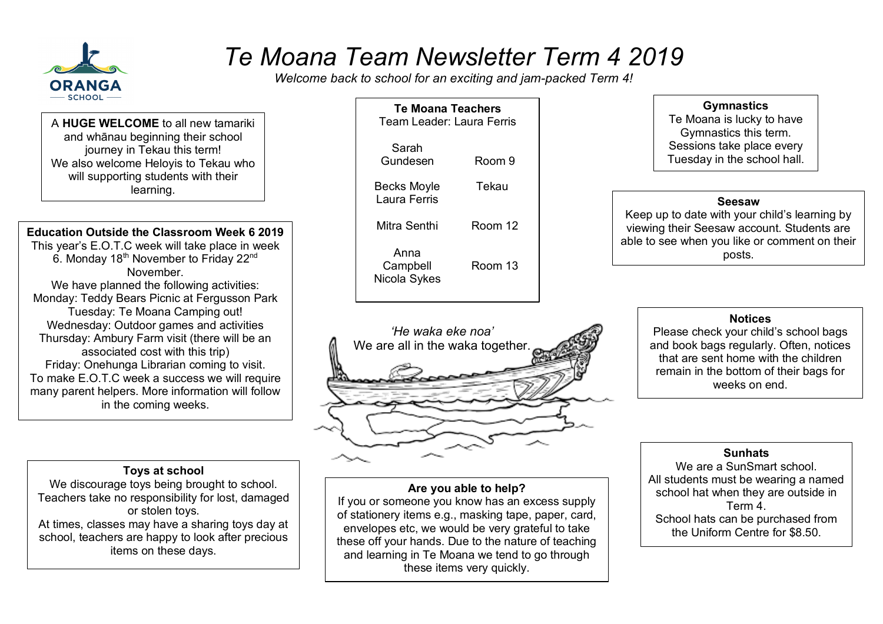# Te Moana Team Newsletter Term 4 2019

*Welcome back to school for an exciting and jam-packed Term 4!*

A **HUGE WELCOME** to all new tamariki and whānau beginning their school journey in Tekau this term!
We also welcome Heloyis to Tekau who will supporting students with their learning.

**Education Outside the Classroom Week 6 2019**

This year's E.O.T.C week will take place in week 6. Monday 18th November to Friday 22nd November.

We have planned the following activities:

Monday: Teddy Bears Picnic at Fergusson Park
Tuesday: Te Moana Camping out!
Wednesday: Outdoor games and activities
Thursday: Ambury Farm visit (there will be an associated cost with this trip)
Friday: Onehunga Librarian coming to visit.

To make E.O.T.C week a success we will require many parent helpers. More information will follow in the coming weeks.

**Toys at school**

We discourage toys being brought to school. Teachers take no responsibility for lost, damaged or stolen toys.
At times, classes may have a sharing toys day at school, teachers are happy to look after precious items on these days.

**Te Moana Teachers**

Team Leader: Laura Ferris

| Teacher | Room |
|---|---|
| Sarah Gundesen | Room 9 |
| Becks Moyle, Laura Ferris | Tekau |
| Mitra Senthi | Room 12 |
| Anna Campbell, Nicola Sykes | Room 13 |

*'He waka eke noa'*
We are all in the waka together.

**Are you able to help?**

If you or someone you know has an excess supply of stationery items e.g., masking tape, paper, card, envelopes etc, we would be very grateful to take these off your hands. Due to the nature of teaching and learning in Te Moana we tend to go through these items very quickly.

**Gymnastics**

Te Moana is lucky to have Gymnastics this term. Sessions take place every Tuesday in the school hall.

**Seesaw**

Keep up to date with your child's learning by viewing their Seesaw account. Students are able to see when you like or comment on their posts.

**Notices**

Please check your child's school bags and book bags regularly. Often, notices that are sent home with the children remain in the bottom of their bags for weeks on end.

**Sunhats**

We are a SunSmart school.
All students must be wearing a named school hat when they are outside in Term 4.
School hats can be purchased from the Uniform Centre for $8.50.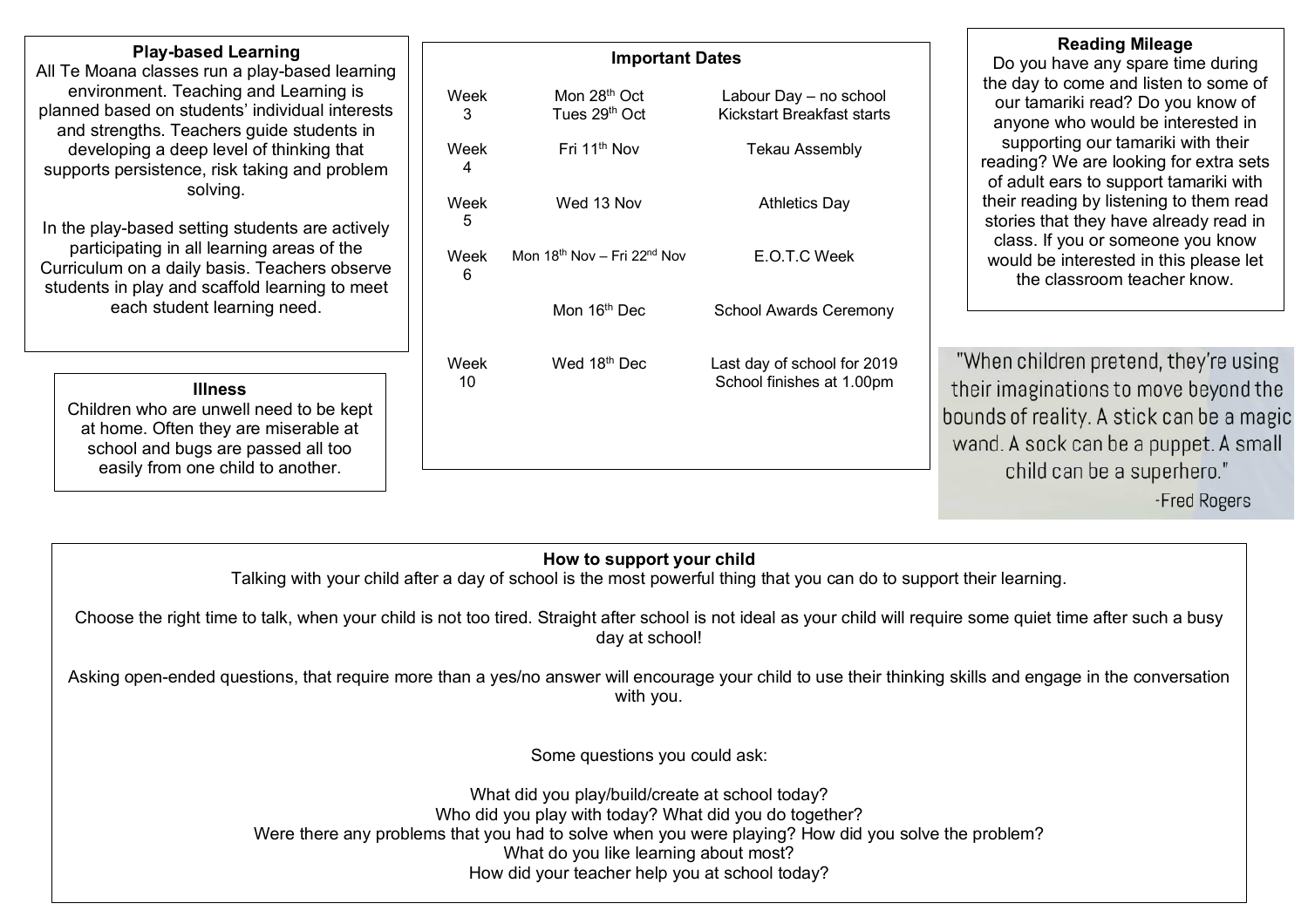## Play-based Learning

All Te Moana classes run a play-based learning environment. Teaching and Learning is planned based on students' individual interests and strengths. Teachers guide students in developing a deep level of thinking that supports persistence, risk taking and problem solving.

In the play-based setting students are actively participating in all learning areas of the Curriculum on a daily basis. Teachers observe students in play and scaffold learning to meet each student learning need.

## Illness

Children who are unwell need to be kept at home. Often they are miserable at school and bugs are passed all too easily from one child to another.

## Important Dates

| | | |
|---|---|---|
| Week 3 | Mon 28th Oct<br>Tues 29th Oct | Labour Day – no school<br>Kickstart Breakfast starts |
| Week 4 | Fri 11th Nov | Tekau Assembly |
| Week 5 | Wed 13 Nov | Athletics Day |
| Week 6 | Mon 18th Nov – Fri 22nd Nov | E.O.T.C Week |
| | Mon 16th Dec | School Awards Ceremony |
| Week 10 | Wed 18th Dec | Last day of school for 2019<br>School finishes at 1.00pm |

## Reading Mileage

Do you have any spare time during the day to come and listen to some of our tamariki read? Do you know of anyone who would be interested in supporting our tamariki with their reading? We are looking for extra sets of adult ears to support tamariki with their reading by listening to them read stories that they have already read in class. If you or someone you know would be interested in this please let the classroom teacher know.

"When children pretend, they're using their imaginations to move beyond the bounds of reality. A stick can be a magic wand. A sock can be a puppet. A small child can be a superhero."

-Fred Rogers

## How to support your child

Talking with your child after a day of school is the most powerful thing that you can do to support their learning.

Choose the right time to talk, when your child is not too tired. Straight after school is not ideal as your child will require some quiet time after such a busy day at school!

Asking open-ended questions, that require more than a yes/no answer will encourage your child to use their thinking skills and engage in the conversation with you.

Some questions you could ask:

What did you play/build/create at school today?
Who did you play with today? What did you do together?
Were there any problems that you had to solve when you were playing? How did you solve the problem?
What do you like learning about most?
How did your teacher help you at school today?